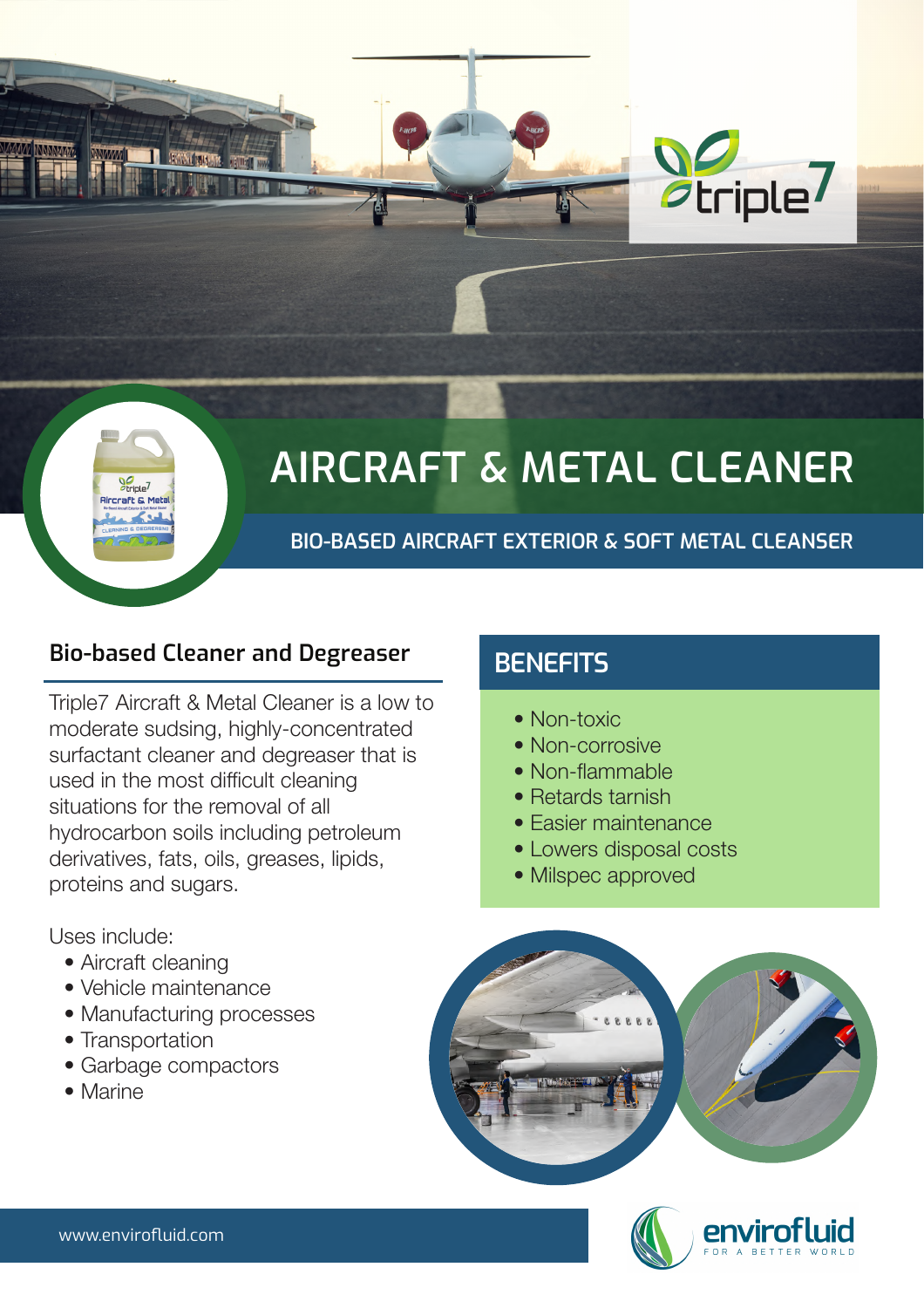# AIRCRAFT & METAL CLEANER

## BIO-BASED AIRCRAFT EXTERIOR & SOFT METAL CLEANSER

### Bio-based Cleaner and Degreaser

Triple7 Aircraft & Metal Cleaner is a low to moderate sudsing, highly-concentrated surfactant cleaner and degreaser that is used in the most difficult cleaning situations for the removal of all hydrocarbon soils including petroleum derivatives, fats, oils, greases, lipids, proteins and sugars.

Uses include:

- Aircraft cleaning
- Vehicle maintenance
- Manufacturing processes
- Transportation
- Garbage compactors
- Marine

### BENEFITS

- Non-toxic
- Non-corrosive
- Non-flammable
- Retards tarnish
- Easier maintenance
- Lowers disposal costs
- Milspec approved

www.envirofluid.com

envirofluid FOR A BETTER WORLD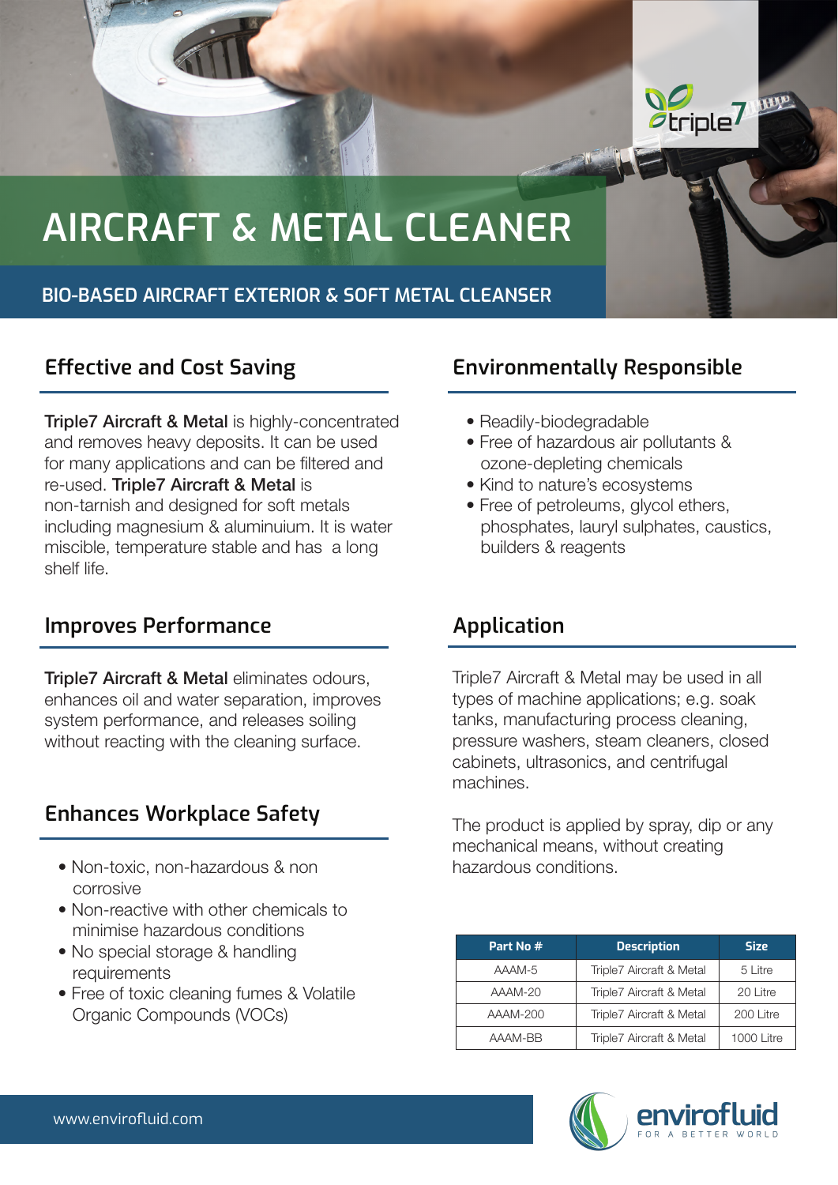# AIRCRAFT & METAL CLEANER

## BIO-BASED AIRCRAFT EXTERIOR & SOFT METAL CLEANSER

## Effective and Cost Saving

**Triple7 Aircraft & Metal** is highly-concentrated and removes heavy deposits. It can be used for many applications and can be filtered and re-used. **Triple7 Aircraft & Metal** is non-tarnish and designed for soft metals including magnesium & aluminuium. It is water miscible, temperature stable and has a long shelf life.

## Improves Performance

**Triple7 Aircraft & Metal** eliminates odours, enhances oil and water separation, improves system performance, and releases soiling without reacting with the cleaning surface.

## Enhances Workplace Safety

- Non-toxic, non-hazardous & non corrosive
- Non-reactive with other chemicals to minimise hazardous conditions
- No special storage & handling requirements
- Free of toxic cleaning fumes & Volatile Organic Compounds (VOCs)

## Environmentally Responsible

- Readily-biodegradable
- Free of hazardous air pollutants & ozone-depleting chemicals
- Kind to nature's ecosystems
- Free of petroleums, glycol ethers, phosphates, lauryl sulphates, caustics, builders & reagents

## Application

Triple7 Aircraft & Metal may be used in all types of machine applications; e.g. soak tanks, manufacturing process cleaning, pressure washers, steam cleaners, closed cabinets, ultrasonics, and centrifugal machines.

The product is applied by spray, dip or any mechanical means, without creating hazardous conditions.

| Part No # | Description | Size |
| --- | --- | --- |
| AAAM-5 | Triple7 Aircraft & Metal | 5 Litre |
| AAAM-20 | Triple7 Aircraft & Metal | 20 Litre |
| AAAM-200 | Triple7 Aircraft & Metal | 200 Litre |
| AAAM-BB | Triple7 Aircraft & Metal | 1000 Litre |

www.envirofluid.com

envirofluid FOR A BETTER WORLD